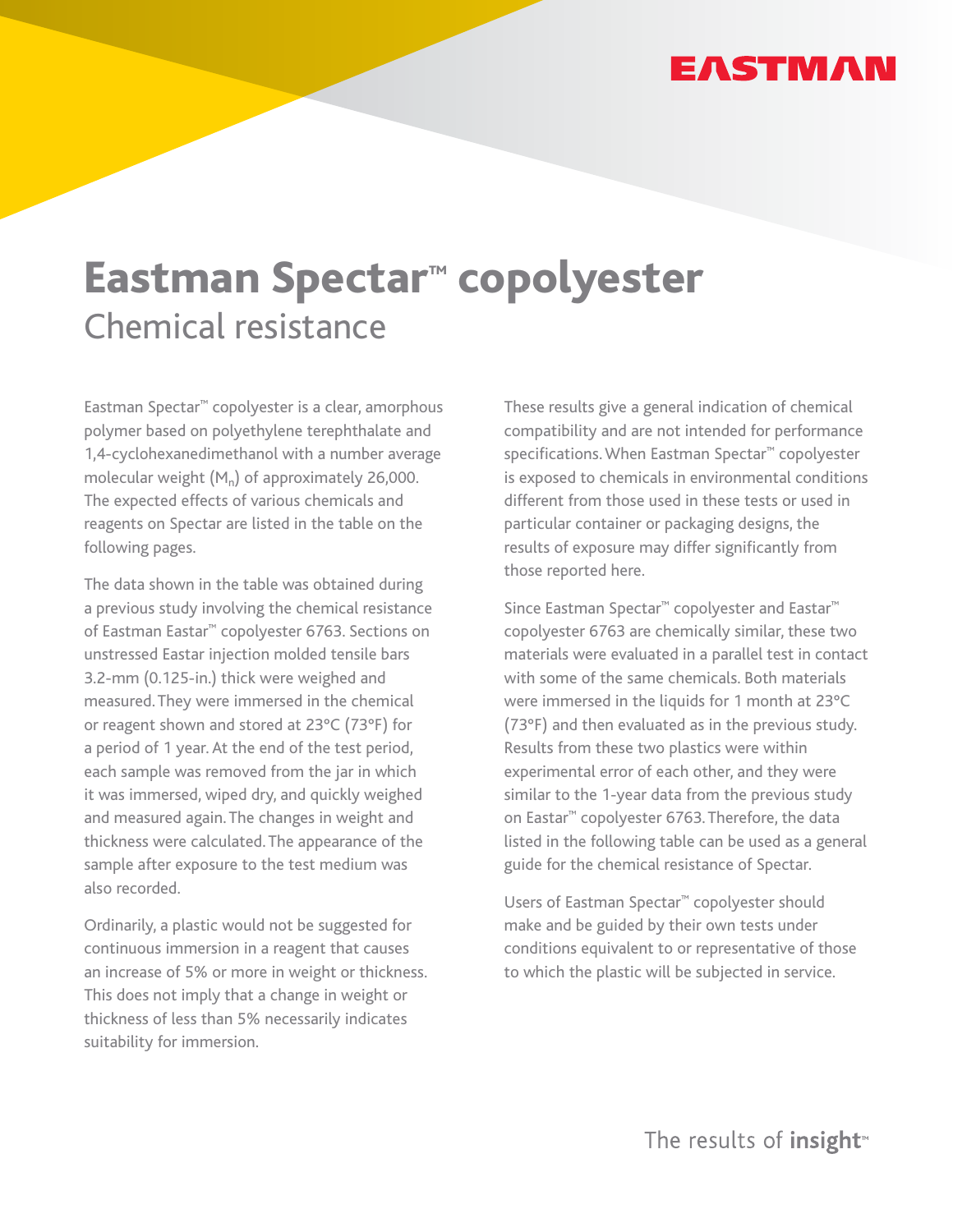# Eastman Spectar™ copolyester

## Chemical resistance

Eastman Spectar™ copolyester is a clear, amorphous polymer based on polyethylene terephthalate and 1,4-cyclohexanedimethanol with a number average molecular weight ($M_n$) of approximately 26,000. The expected effects of various chemicals and reagents on Spectar are listed in the table on the following pages.

The data shown in the table was obtained during a previous study involving the chemical resistance of Eastman Eastar™ copolyester 6763. Sections on unstressed Eastar injection molded tensile bars 3.2-mm (0.125-in.) thick were weighed and measured. They were immersed in the chemical or reagent shown and stored at 23°C (73°F) for a period of 1 year. At the end of the test period, each sample was removed from the jar in which it was immersed, wiped dry, and quickly weighed and measured again. The changes in weight and thickness were calculated. The appearance of the sample after exposure to the test medium was also recorded.

Ordinarily, a plastic would not be suggested for continuous immersion in a reagent that causes an increase of 5% or more in weight or thickness. This does not imply that a change in weight or thickness of less than 5% necessarily indicates suitability for immersion.

These results give a general indication of chemical compatibility and are not intended for performance specifications. When Eastman Spectar™ copolyester is exposed to chemicals in environmental conditions different from those used in these tests or used in particular container or packaging designs, the results of exposure may differ significantly from those reported here.

Since Eastman Spectar™ copolyester and Eastar™ copolyester 6763 are chemically similar, these two materials were evaluated in a parallel test in contact with some of the same chemicals. Both materials were immersed in the liquids for 1 month at 23°C (73°F) and then evaluated as in the previous study. Results from these two plastics were within experimental error of each other, and they were similar to the 1-year data from the previous study on Eastar™ copolyester 6763. Therefore, the data listed in the following table can be used as a general guide for the chemical resistance of Spectar.

Users of Eastman Spectar™ copolyester should make and be guided by their own tests under conditions equivalent to or representative of those to which the plastic will be subjected in service.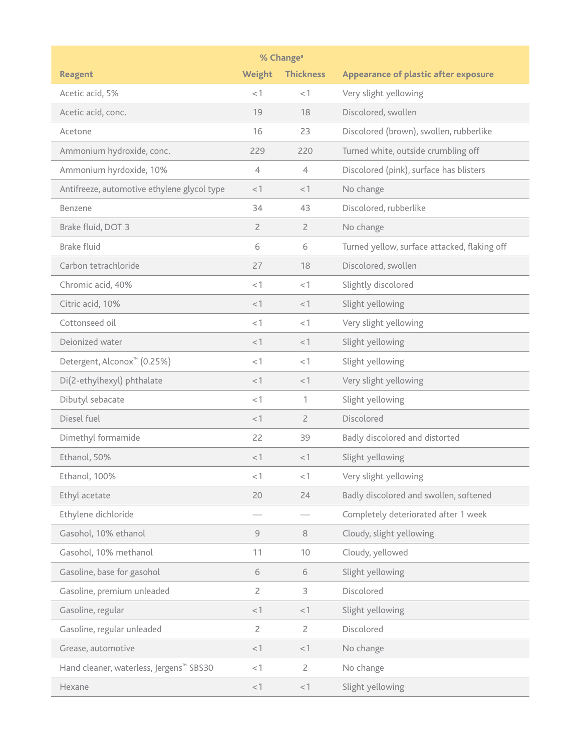| Reagent | % Change[a] |  | Appearance of plastic after exposure |
|---|---|---|---|
|  | Weight | Thickness |  |
| Acetic acid, 5% | <1 | <1 | Very slight yellowing |
| Acetic acid, conc. | 19 | 18 | Discolored, swollen |
| Acetone | 16 | 23 | Discolored (brown), swollen, rubberlike |
| Ammonium hydroxide, conc. | 229 | 220 | Turned white, outside crumbling off |
| Ammonium hyrdoxide, 10% | 4 | 4 | Discolored (pink), surface has blisters |
| Antifreeze, automotive ethylene glycol type | <1 | <1 | No change |
| Benzene | 34 | 43 | Discolored, rubberlike |
| Brake fluid, DOT 3 | 2 | 2 | No change |
| Brake fluid | 6 | 6 | Turned yellow, surface attacked, flaking off |
| Carbon tetrachloride | 27 | 18 | Discolored, swollen |
| Chromic acid, 40% | <1 | <1 | Slightly discolored |
| Citric acid, 10% | <1 | <1 | Slight yellowing |
| Cottonseed oil | <1 | <1 | Very slight yellowing |
| Deionized water | <1 | <1 | Slight yellowing |
| Detergent, Alconox™ (0.25%) | <1 | <1 | Slight yellowing |
| Di(2-ethylhexyl) phthalate | <1 | <1 | Very slight yellowing |
| Dibutyl sebacate | <1 | 1 | Slight yellowing |
| Diesel fuel | <1 | 2 | Discolored |
| Dimethyl formamide | 22 | 39 | Badly discolored and distorted |
| Ethanol, 50% | <1 | <1 | Slight yellowing |
| Ethanol, 100% | <1 | <1 | Very slight yellowing |
| Ethyl acetate | 20 | 24 | Badly discolored and swollen, softened |
| Ethylene dichloride | — | — | Completely deteriorated after 1 week |
| Gasohol, 10% ethanol | 9 | 8 | Cloudy, slight yellowing |
| Gasohol, 10% methanol | 11 | 10 | Cloudy, yellowed |
| Gasoline, base for gasohol | 6 | 6 | Slight yellowing |
| Gasoline, premium unleaded | 2 | 3 | Discolored |
| Gasoline, regular | <1 | <1 | Slight yellowing |
| Gasoline, regular unleaded | 2 | 2 | Discolored |
| Grease, automotive | <1 | <1 | No change |
| Hand cleaner, waterless, Jergens™ SBS30 | <1 | 2 | No change |
| Hexane | <1 | <1 | Slight yellowing |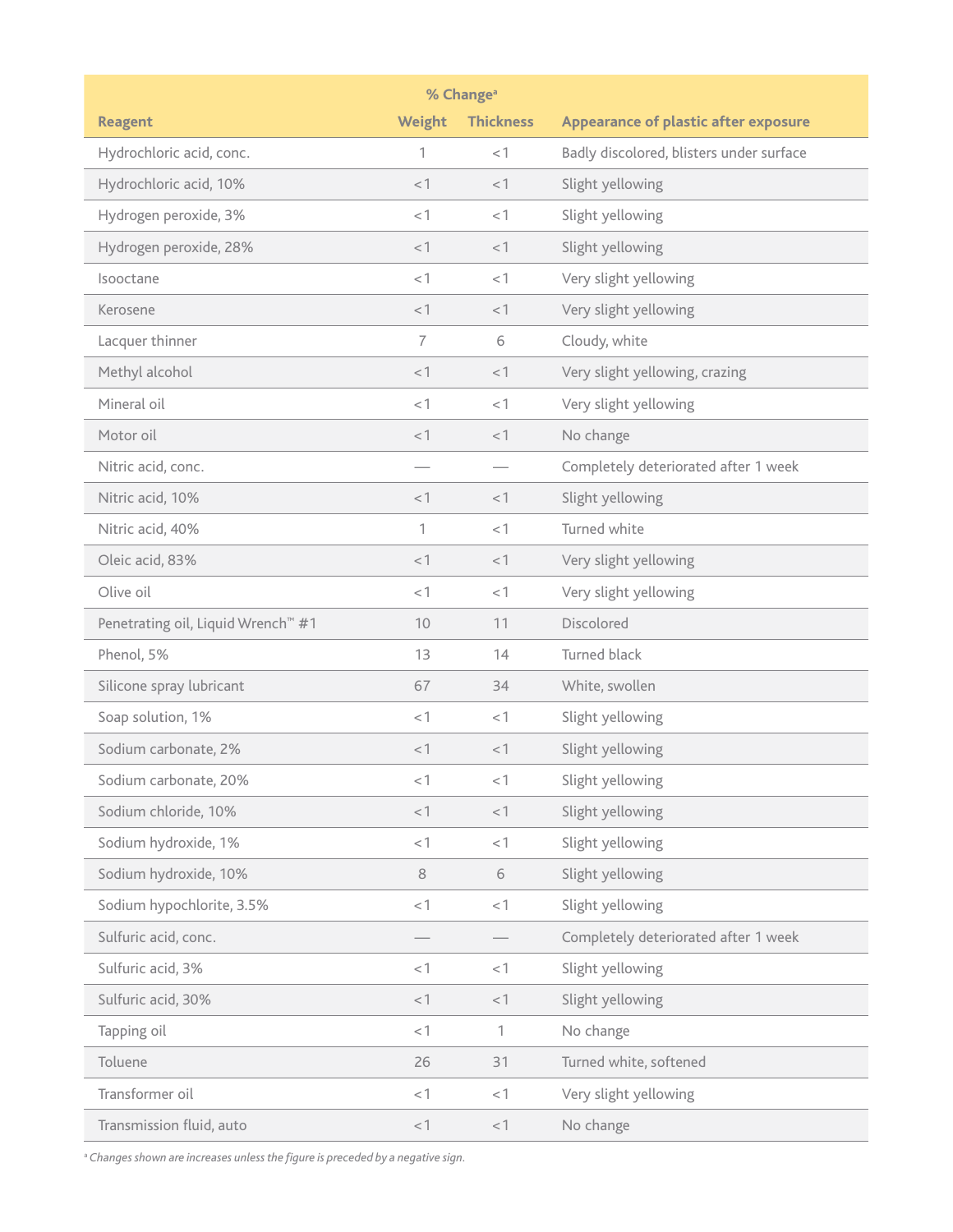| Reagent | % Change[a] Weight | Thickness | Appearance of plastic after exposure |
|---|---|---|---|
| Hydrochloric acid, conc. | 1 | <1 | Badly discolored, blisters under surface |
| Hydrochloric acid, 10% | <1 | <1 | Slight yellowing |
| Hydrogen peroxide, 3% | <1 | <1 | Slight yellowing |
| Hydrogen peroxide, 28% | <1 | <1 | Slight yellowing |
| Isooctane | <1 | <1 | Very slight yellowing |
| Kerosene | <1 | <1 | Very slight yellowing |
| Lacquer thinner | 7 | 6 | Cloudy, white |
| Methyl alcohol | <1 | <1 | Very slight yellowing, crazing |
| Mineral oil | <1 | <1 | Very slight yellowing |
| Motor oil | <1 | <1 | No change |
| Nitric acid, conc. | — | — | Completely deteriorated after 1 week |
| Nitric acid, 10% | <1 | <1 | Slight yellowing |
| Nitric acid, 40% | 1 | <1 | Turned white |
| Oleic acid, 83% | <1 | <1 | Very slight yellowing |
| Olive oil | <1 | <1 | Very slight yellowing |
| Penetrating oil, Liquid Wrench™ #1 | 10 | 11 | Discolored |
| Phenol, 5% | 13 | 14 | Turned black |
| Silicone spray lubricant | 67 | 34 | White, swollen |
| Soap solution, 1% | <1 | <1 | Slight yellowing |
| Sodium carbonate, 2% | <1 | <1 | Slight yellowing |
| Sodium carbonate, 20% | <1 | <1 | Slight yellowing |
| Sodium chloride, 10% | <1 | <1 | Slight yellowing |
| Sodium hydroxide, 1% | <1 | <1 | Slight yellowing |
| Sodium hydroxide, 10% | 8 | 6 | Slight yellowing |
| Sodium hypochlorite, 3.5% | <1 | <1 | Slight yellowing |
| Sulfuric acid, conc. | — | — | Completely deteriorated after 1 week |
| Sulfuric acid, 3% | <1 | <1 | Slight yellowing |
| Sulfuric acid, 30% | <1 | <1 | Slight yellowing |
| Tapping oil | <1 | 1 | No change |
| Toluene | 26 | 31 | Turned white, softened |
| Transformer oil | <1 | <1 | Very slight yellowing |
| Transmission fluid, auto | <1 | <1 | No change |

[a] *Changes shown are increases unless the figure is preceded by a negative sign.*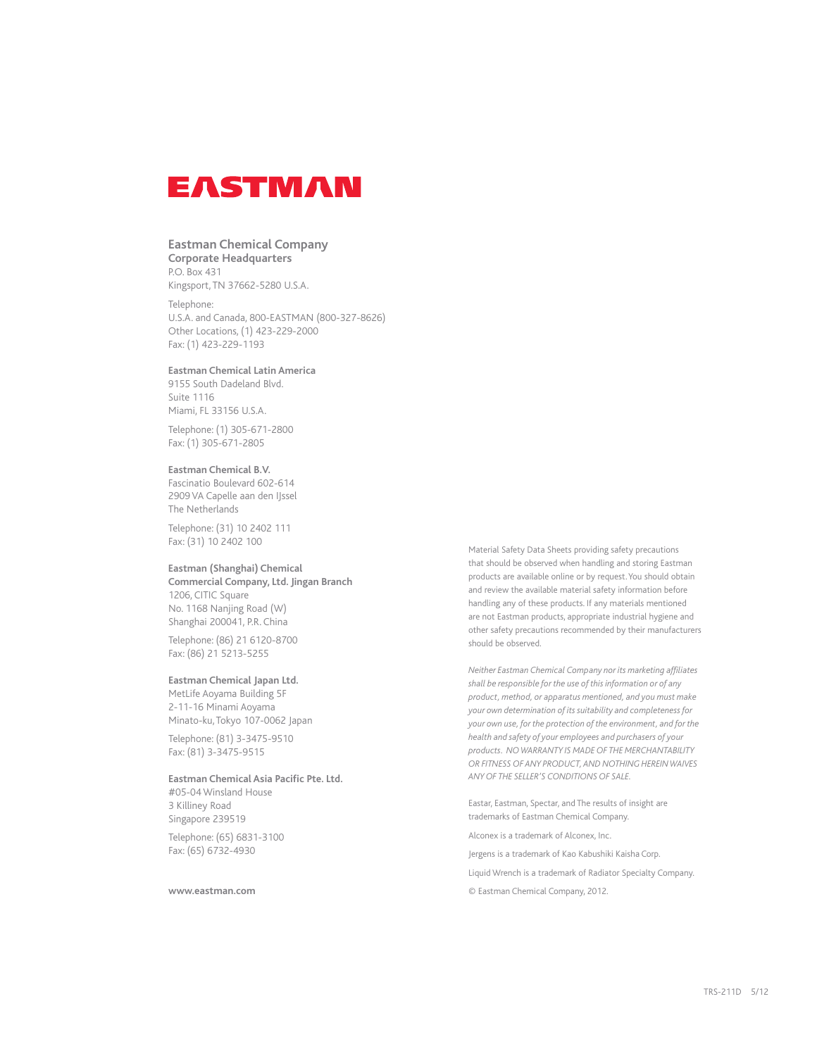# EASTMAN

**Eastman Chemical Company**
**Corporate Headquarters**
P.O. Box 431
Kingsport, TN 37662-5280 U.S.A.

Telephone:
U.S.A. and Canada, 800-EASTMAN (800-327-8626)
Other Locations, (1) 423-229-2000
Fax: (1) 423-229-1193

**Eastman Chemical Latin America**
9155 South Dadeland Blvd.
Suite 1116
Miami, FL 33156 U.S.A.

Telephone: (1) 305-671-2800
Fax: (1) 305-671-2805

**Eastman Chemical B.V.**
Fascinatio Boulevard 602-614
2909 VA Capelle aan den IJssel
The Netherlands

Telephone: (31) 10 2402 111
Fax: (31) 10 2402 100

**Eastman (Shanghai) Chemical Commercial Company, Ltd. Jingan Branch**
1206, CITIC Square
No. 1168 Nanjing Road (W)
Shanghai 200041, P.R. China

Telephone: (86) 21 6120-8700
Fax: (86) 21 5213-5255

**Eastman Chemical Japan Ltd.**
MetLife Aoyama Building 5F
2-11-16 Minami Aoyama
Minato-ku, Tokyo 107-0062 Japan

Telephone: (81) 3-3475-9510
Fax: (81) 3-3475-9515

**Eastman Chemical Asia Pacific Pte. Ltd.**
#05-04 Winsland House
3 Killiney Road
Singapore 239519

Telephone: (65) 6831-3100
Fax: (65) 6732-4930

**www.eastman.com**

Material Safety Data Sheets providing safety precautions that should be observed when handling and storing Eastman products are available online or by request. You should obtain and review the available material safety information before handling any of these products. If any materials mentioned are not Eastman products, appropriate industrial hygiene and other safety precautions recommended by their manufacturers should be observed.

*Neither Eastman Chemical Company nor its marketing affiliates shall be responsible for the use of this information or of any product, method, or apparatus mentioned, and you must make your own determination of its suitability and completeness for your own use, for the protection of the environment, and for the health and safety of your employees and purchasers of your products. NO WARRANTY IS MADE OF THE MERCHANTABILITY OR FITNESS OF ANY PRODUCT, AND NOTHING HEREIN WAIVES ANY OF THE SELLER'S CONDITIONS OF SALE.*

Eastar, Eastman, Spectar, and The results of insight are trademarks of Eastman Chemical Company.

Alconex is a trademark of Alconex, Inc.

Jergens is a trademark of Kao Kabushiki Kaisha Corp.

Liquid Wrench is a trademark of Radiator Specialty Company.

© Eastman Chemical Company, 2012.

TRS-211D 5/12